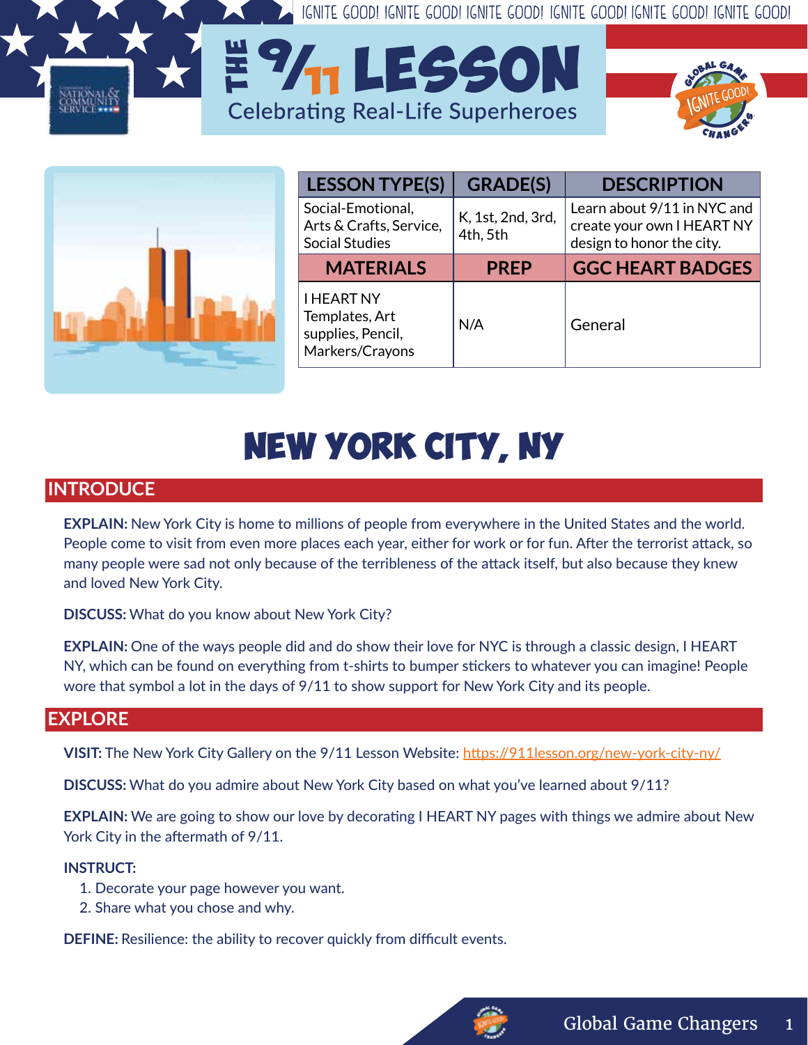# THE 9/11 LESSON

Celebrating Real-Life Superheroes

| LESSON TYPE(S) | GRADE(S) | DESCRIPTION |
| --- | --- | --- |
| Social-Emotional, Arts & Crafts, Service, Social Studies | K, 1st, 2nd, 3rd, 4th, 5th | Learn about 9/11 in NYC and create your own I HEART NY design to honor the city. |
| **MATERIALS** | **PREP** | **GGC HEART BADGES** |
| I HEART NY Templates, Art supplies, Pencil, Markers/Crayons | N/A | General |

# NEW YORK CITY, NY

## INTRODUCE

**EXPLAIN:** New York City is home to millions of people from everywhere in the United States and the world. People come to visit from even more places each year, either for work or for fun. After the terrorist attack, so many people were sad not only because of the terribleness of the attack itself, but also because they knew and loved New York City.

**DISCUSS:** What do you know about New York City?

**EXPLAIN:** One of the ways people did and do show their love for NYC is through a classic design, I HEART NY, which can be found on everything from t-shirts to bumper stickers to whatever you can imagine! People wore that symbol a lot in the days of 9/11 to show support for New York City and its people.

## EXPLORE

**VISIT:** The New York City Gallery on the 9/11 Lesson Website: https://911lesson.org/new-york-city-ny/

**DISCUSS:** What do you admire about New York City based on what you've learned about 9/11?

**EXPLAIN:** We are going to show our love by decorating I HEART NY pages with things we admire about New York City in the aftermath of 9/11.

**INSTRUCT:**

1. Decorate your page however you want.
2. Share what you chose and why.

**DEFINE:** Resilience: the ability to recover quickly from difficult events.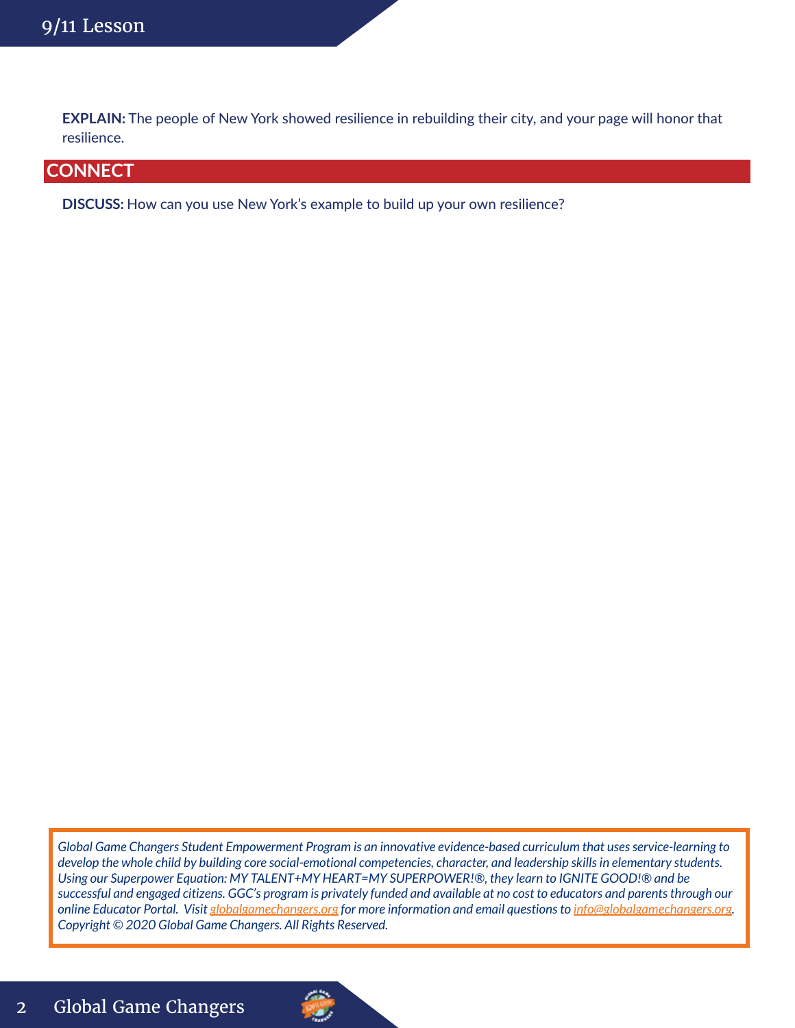**EXPLAIN:** The people of New York showed resilience in rebuilding their city, and your page will honor that resilience.

## CONNECT

**DISCUSS:** How can you use New York's example to build up your own resilience?

*Global Game Changers Student Empowerment Program is an innovative evidence-based curriculum that uses service-learning to develop the whole child by building core social-emotional competencies, character, and leadership skills in elementary students. Using our Superpower Equation: MY TALENT+MY HEART=MY SUPERPOWER!®, they learn to IGNITE GOOD!® and be successful and engaged citizens. GGC's program is privately funded and available at no cost to educators and parents through our online Educator Portal. Visit globalgamechangers.org for more information and email questions to info@globalgamechangers.org. Copyright © 2020 Global Game Changers. All Rights Reserved.*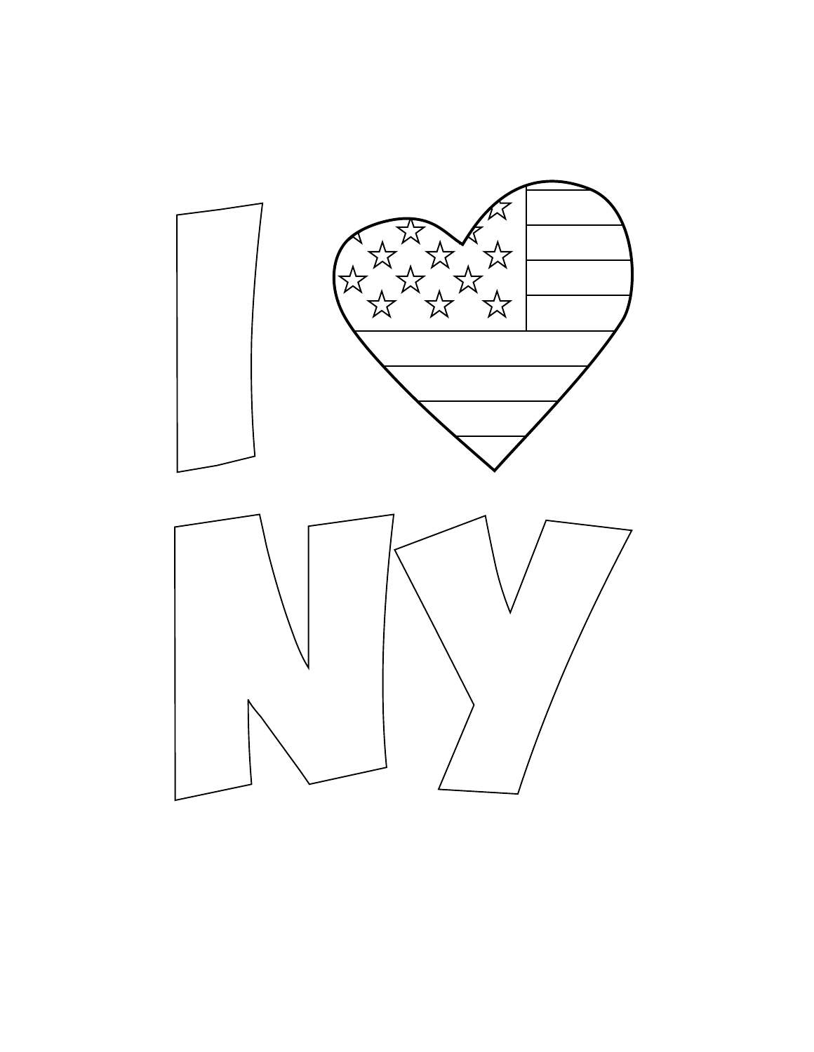I

NY